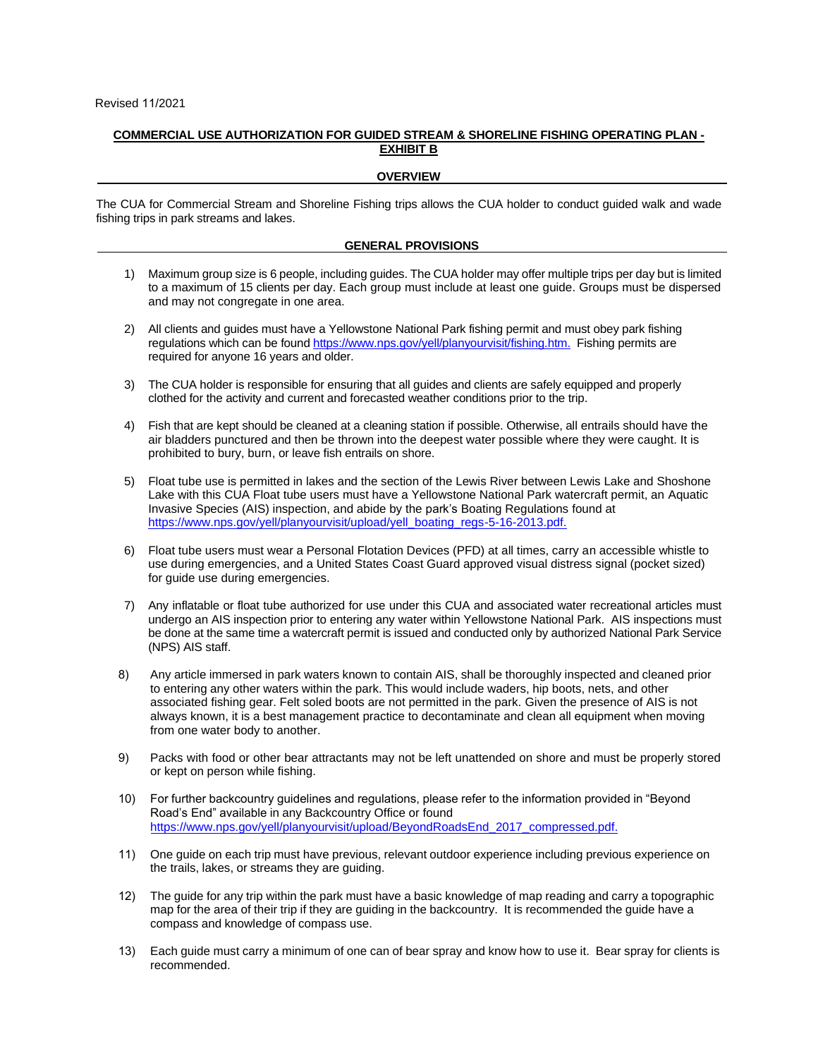Revised 11/2021

## COMMERCIAL USE AUTHORIZATION FOR GUIDED STREAM & SHORELINE FISHING OPERATING PLAN - EXHIBIT B

### OVERVIEW

The CUA for Commercial Stream and Shoreline Fishing trips allows the CUA holder to conduct guided walk and wade fishing trips in park streams and lakes.

### GENERAL PROVISIONS

1) Maximum group size is 6 people, including guides. The CUA holder may offer multiple trips per day but is limited to a maximum of 15 clients per day. Each group must include at least one guide. Groups must be dispersed and may not congregate in one area.

2) All clients and guides must have a Yellowstone National Park fishing permit and must obey park fishing regulations which can be found https://www.nps.gov/yell/planyourvisit/fishing.htm. Fishing permits are required for anyone 16 years and older.

3) The CUA holder is responsible for ensuring that all guides and clients are safely equipped and properly clothed for the activity and current and forecasted weather conditions prior to the trip.

4) Fish that are kept should be cleaned at a cleaning station if possible. Otherwise, all entrails should have the air bladders punctured and then be thrown into the deepest water possible where they were caught. It is prohibited to bury, burn, or leave fish entrails on shore.

5) Float tube use is permitted in lakes and the section of the Lewis River between Lewis Lake and Shoshone Lake with this CUA Float tube users must have a Yellowstone National Park watercraft permit, an Aquatic Invasive Species (AIS) inspection, and abide by the park's Boating Regulations found at https://www.nps.gov/yell/planyourvisit/upload/yell_boating_regs-5-16-2013.pdf.

6) Float tube users must wear a Personal Flotation Devices (PFD) at all times, carry an accessible whistle to use during emergencies, and a United States Coast Guard approved visual distress signal (pocket sized) for guide use during emergencies.

7) Any inflatable or float tube authorized for use under this CUA and associated water recreational articles must undergo an AIS inspection prior to entering any water within Yellowstone National Park. AIS inspections must be done at the same time a watercraft permit is issued and conducted only by authorized National Park Service (NPS) AIS staff.

8) Any article immersed in park waters known to contain AIS, shall be thoroughly inspected and cleaned prior to entering any other waters within the park. This would include waders, hip boots, nets, and other associated fishing gear. Felt soled boots are not permitted in the park. Given the presence of AIS is not always known, it is a best management practice to decontaminate and clean all equipment when moving from one water body to another.

9) Packs with food or other bear attractants may not be left unattended on shore and must be properly stored or kept on person while fishing.

10) For further backcountry guidelines and regulations, please refer to the information provided in "Beyond Road's End" available in any Backcountry Office or found https://www.nps.gov/yell/planyourvisit/upload/BeyondRoadsEnd_2017_compressed.pdf.

11) One guide on each trip must have previous, relevant outdoor experience including previous experience on the trails, lakes, or streams they are guiding.

12) The guide for any trip within the park must have a basic knowledge of map reading and carry a topographic map for the area of their trip if they are guiding in the backcountry. It is recommended the guide have a compass and knowledge of compass use.

13) Each guide must carry a minimum of one can of bear spray and know how to use it. Bear spray for clients is recommended.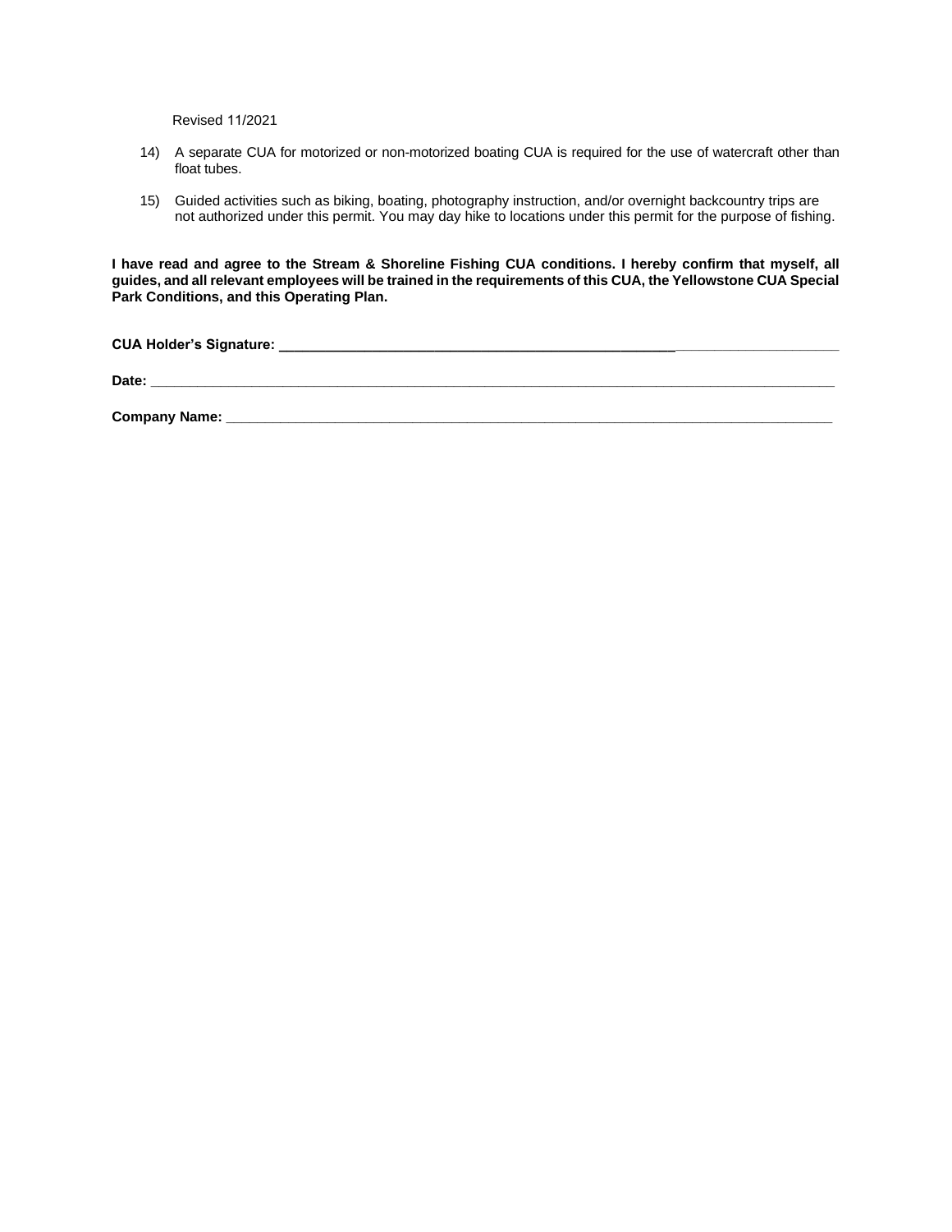Revised 11/2021

14) A separate CUA for motorized or non-motorized boating CUA is required for the use of watercraft other than float tubes.

15) Guided activities such as biking, boating, photography instruction, and/or overnight backcountry trips are not authorized under this permit. You may day hike to locations under this permit for the purpose of fishing.

**I have read and agree to the Stream & Shoreline Fishing CUA conditions. I hereby confirm that myself, all guides, and all relevant employees will be trained in the requirements of this CUA, the Yellowstone CUA Special Park Conditions, and this Operating Plan.**

**CUA Holder's Signature:** ______________________________________________

**Date:** ______________________________________________

**Company Name:** ______________________________________________